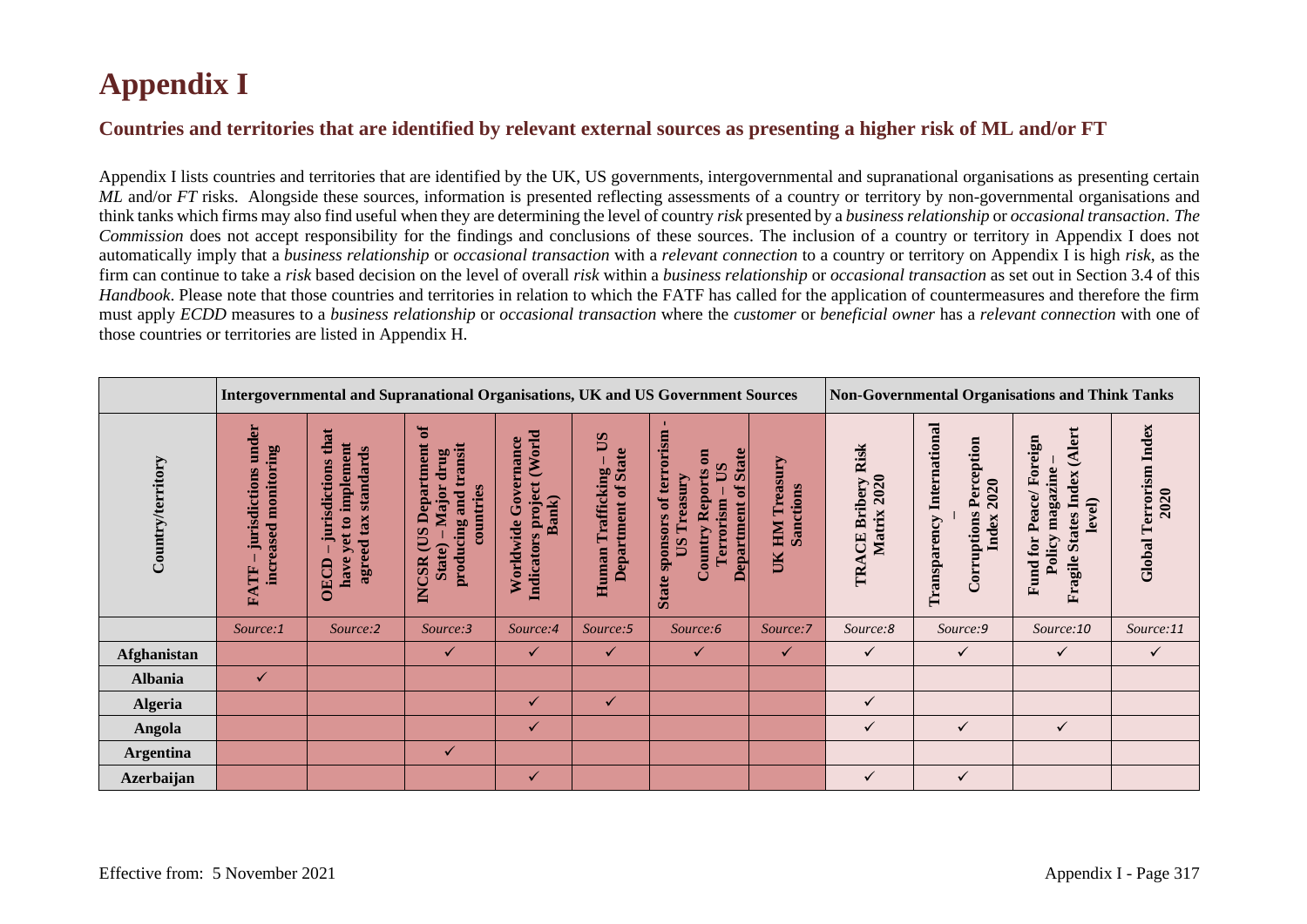# Appendix I

## Countries and territories that are identified by relevant external sources as presenting a higher risk of ML and/or FT

Appendix I lists countries and territories that are identified by the UK, US governments, intergovernmental and supranational organisations as presenting certain *ML* and/or *FT* risks. Alongside these sources, information is presented reflecting assessments of a country or territory by non-governmental organisations and think tanks which firms may also find useful when they are determining the level of country *risk* presented by a *business relationship* or *occasional transaction*. *The Commission* does not accept responsibility for the findings and conclusions of these sources. The inclusion of a country or territory in Appendix I does not automatically imply that a *business relationship* or *occasional transaction* with a *relevant connection* to a country or territory on Appendix I is high *risk*, as the firm can continue to take a *risk* based decision on the level of overall *risk* within a *business relationship* or *occasional transaction* as set out in Section 3.4 of this *Handbook*. Please note that those countries and territories in relation to which the FATF has called for the application of countermeasures and therefore the firm must apply *ECDD* measures to a *business relationship* or *occasional transaction* where the *customer* or *beneficial owner* has a *relevant connection* with one of those countries or territories are listed in Appendix H.

| | Intergovernmental and Supranational Organisations, UK and US Government Sources | | | | | | | Non-Governmental Organisations and Think Tanks | | | |
|---|---|---|---|---|---|---|---|---|---|---|---|
| **Country/territory** | **FATF – jurisdictions under increased monitoring** | **OECD – jurisdictions that have yet to implement agreed tax standards** | **INCSR (US Department of State) – Major drug producing and transit countries** | **Worldwide Governance Indicators project (World Bank)** | **Human Trafficking – US Department of State** | **State sponsors of terrorism - US Treasury Country Reports on Terrorism – US Department of State** | **UK HM Treasury Sanctions** | **TRACE Bribery Risk Matrix 2020** | **Transparency International – Corruptions Perception Index 2020** | **Fund for Peace/ Foreign Policy magazine – Fragile States Index (Alert level)** | **Global Terrorism Index 2020** |
| | *Source:1* | *Source:2* | *Source:3* | *Source:4* | *Source:5* | *Source:6* | *Source:7* | *Source:8* | *Source:9* | *Source:10* | *Source:11* |
| **Afghanistan** | | | ✓ | ✓ | ✓ | ✓ | ✓ | ✓ | ✓ | ✓ | ✓ |
| **Albania** | ✓ | | | | | | | | | | |
| **Algeria** | | | | ✓ | ✓ | | | ✓ | | | |
| **Angola** | | | | ✓ | | | | ✓ | ✓ | ✓ | |
| **Argentina** | | | ✓ | | | | | | | | |
| **Azerbaijan** | | | | ✓ | | | | ✓ | ✓ | | |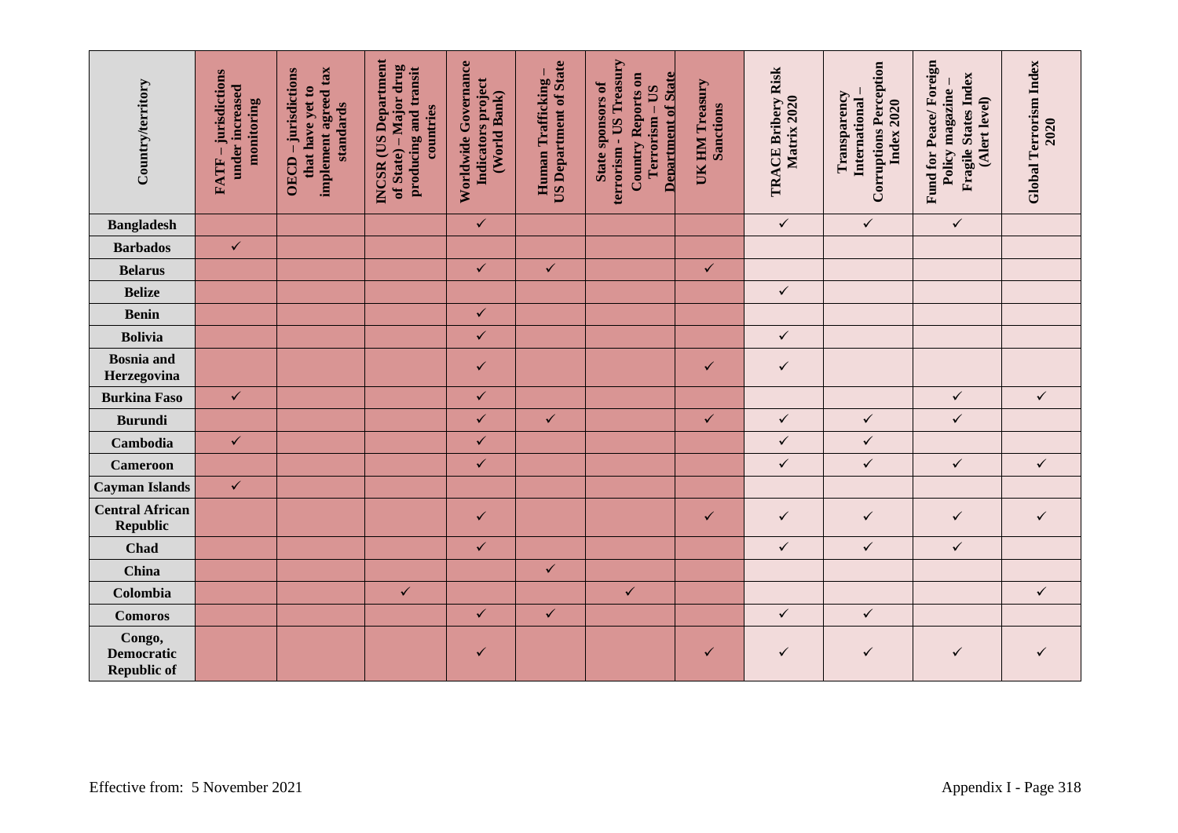| Country/territory | FATF – jurisdictions under increased monitoring | OECD – jurisdictions that have yet to implement agreed tax standards | INCSR (US Department of State) – Major drug producing and transit countries | Worldwide Governance Indicators project (World Bank) | Human Trafficking – US Department of State | State sponsors of terrorism - US Treasury Country Reports on Terrorism – US Department of State | UK HM Treasury Sanctions | TRACE Bribery Risk Matrix 2020 | Transparency International – Corruptions Perception Index 2020 | Fund for Peace/ Foreign Policy magazine – Fragile States Index (Alert level) | Global Terrorism Index 2020 |
|---|---|---|---|---|---|---|---|---|---|---|---|
| **Bangladesh** | | | | ✓ | | | | ✓ | ✓ | ✓ | |
| **Barbados** | ✓ | | | | | | | | | | |
| **Belarus** | | | | ✓ | ✓ | | ✓ | | | | |
| **Belize** | | | | | | | | ✓ | | | |
| **Benin** | | | | ✓ | | | | | | | |
| **Bolivia** | | | | ✓ | | | | ✓ | | | |
| **Bosnia and Herzegovina** | | | | ✓ | | | ✓ | ✓ | | | |
| **Burkina Faso** | ✓ | | | ✓ | | | | | | ✓ | ✓ |
| **Burundi** | | | | ✓ | ✓ | | ✓ | ✓ | ✓ | ✓ | |
| **Cambodia** | ✓ | | | ✓ | | | | ✓ | ✓ | | |
| **Cameroon** | | | | ✓ | | | | ✓ | ✓ | ✓ | ✓ |
| **Cayman Islands** | ✓ | | | | | | | | | | |
| **Central African Republic** | | | | ✓ | | | ✓ | ✓ | ✓ | ✓ | ✓ |
| **Chad** | | | | ✓ | | | | ✓ | ✓ | ✓ | |
| **China** | | | | | ✓ | | | | | | |
| **Colombia** | | | ✓ | | | ✓ | | | | | ✓ |
| **Comoros** | | | | ✓ | ✓ | | | ✓ | ✓ | | |
| **Congo, Democratic Republic of** | | | | ✓ | | | ✓ | ✓ | ✓ | ✓ | ✓ |

Effective from: 5 November 2021

Appendix I - Page 318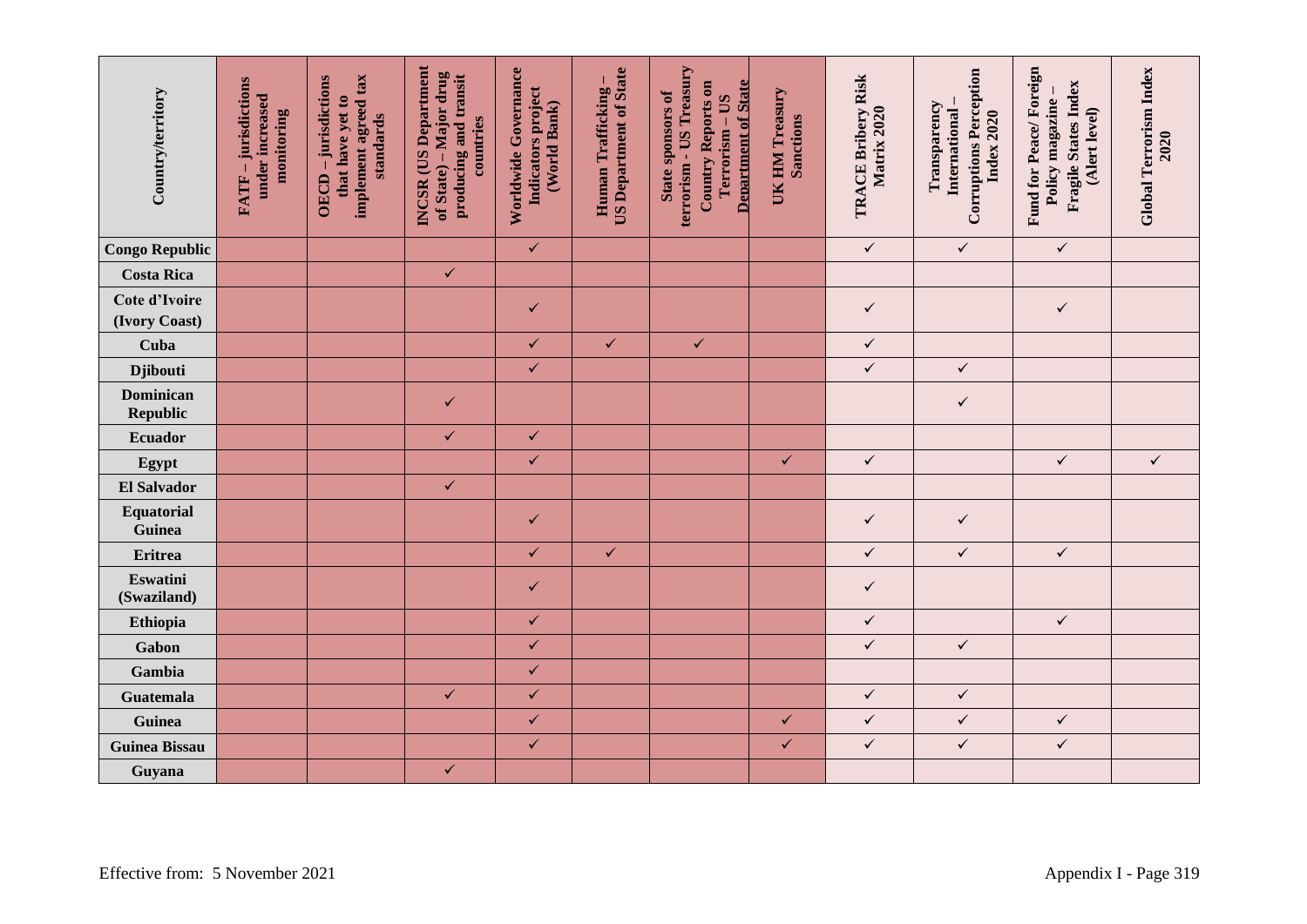| Country/territory | FATF – jurisdictions under increased monitoring | OECD – jurisdictions that have yet to implement agreed tax standards | INCSR (US Department of State) – Major drug producing and transit countries | Worldwide Governance Indicators project (World Bank) | Human Trafficking – US Department of State | State sponsors of terrorism - US Treasury Country Reports on Terrorism – US Department of State | UK HM Treasury Sanctions | TRACE Bribery Risk Matrix 2020 | Transparency International – Corruptions Perception Index 2020 | Fund for Peace/ Foreign Policy magazine – Fragile States Index (Alert level) | Global Terrorism Index 2020 |
|---|---|---|---|---|---|---|---|---|---|---|---|
| **Congo Republic** | | | | ✓ | | | | ✓ | ✓ | ✓ | |
| **Costa Rica** | | | ✓ | | | | | | | | |
| **Cote d'Ivoire (Ivory Coast)** | | | | ✓ | | | | ✓ | | ✓ | |
| **Cuba** | | | | ✓ | ✓ | ✓ | | ✓ | | | |
| **Djibouti** | | | | ✓ | | | | ✓ | ✓ | | |
| **Dominican Republic** | | | ✓ | | | | | | ✓ | | |
| **Ecuador** | | | ✓ | ✓ | | | | | | | |
| **Egypt** | | | | ✓ | | | ✓ | ✓ | | ✓ | ✓ |
| **El Salvador** | | | ✓ | | | | | | | | |
| **Equatorial Guinea** | | | | ✓ | | | | ✓ | ✓ | | |
| **Eritrea** | | | | ✓ | ✓ | | | ✓ | ✓ | ✓ | |
| **Eswatini (Swaziland)** | | | | ✓ | | | | ✓ | | | |
| **Ethiopia** | | | | ✓ | | | | ✓ | | ✓ | |
| **Gabon** | | | | ✓ | | | | ✓ | ✓ | | |
| **Gambia** | | | | ✓ | | | | | | | |
| **Guatemala** | | | ✓ | ✓ | | | | ✓ | ✓ | | |
| **Guinea** | | | | ✓ | | | ✓ | ✓ | ✓ | ✓ | |
| **Guinea Bissau** | | | | ✓ | | | ✓ | ✓ | ✓ | ✓ | |
| **Guyana** | | | ✓ | | | | | | | | |

Effective from: 5 November 2021

Appendix I - Page 319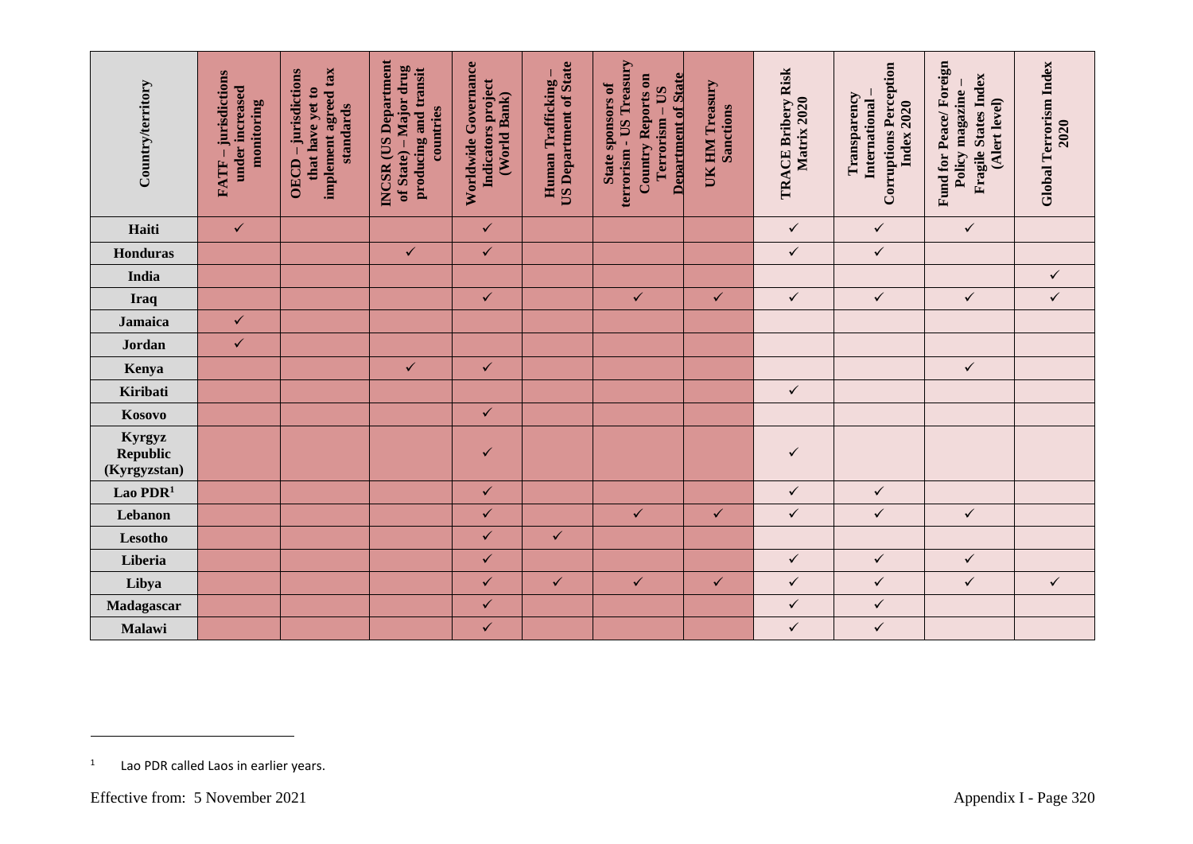| Country/territory | FATF – jurisdictions under increased monitoring | OECD – jurisdictions that have yet to implement agreed tax standards | INCSR (US Department of State) – Major drug producing and transit countries | Worldwide Governance Indicators project (World Bank) | Human Trafficking – US Department of State | State sponsors of terrorism - US Treasury Country Reports on Terrorism – US Department of State | UK HM Treasury Sanctions | TRACE Bribery Risk Matrix 2020 | Transparency International – Corruptions Perception Index 2020 | Fund for Peace/ Foreign Policy magazine – Fragile States Index (Alert level) | Global Terrorism Index 2020 |
|---|---|---|---|---|---|---|---|---|---|---|---|
| **Haiti** | ✓ | | | ✓ | | | | ✓ | ✓ | ✓ | |
| **Honduras** | | | ✓ | ✓ | | | | ✓ | ✓ | | |
| **India** | | | | | | | | | | | ✓ |
| **Iraq** | | | | ✓ | | ✓ | ✓ | ✓ | ✓ | ✓ | ✓ |
| **Jamaica** | ✓ | | | | | | | | | | |
| **Jordan** | ✓ | | | | | | | | | | |
| **Kenya** | | | ✓ | ✓ | | | | | | ✓ | |
| **Kiribati** | | | | | | | | ✓ | | | |
| **Kosovo** | | | | ✓ | | | | | | | |
| **Kyrgyz Republic (Kyrgyzstan)** | | | | ✓ | | | | ✓ | | | |
| **Lao PDR**[1] | | | | ✓ | | | | ✓ | ✓ | | |
| **Lebanon** | | | | ✓ | | ✓ | ✓ | ✓ | ✓ | ✓ | |
| **Lesotho** | | | | ✓ | ✓ | | | | | | |
| **Liberia** | | | | ✓ | | | | ✓ | ✓ | ✓ | |
| **Libya** | | | | ✓ | ✓ | ✓ | ✓ | ✓ | ✓ | ✓ | ✓ |
| **Madagascar** | | | | ✓ | | | | ✓ | ✓ | | |
| **Malawi** | | | | ✓ | | | | ✓ | ✓ | | |

[1] Lao PDR called Laos in earlier years.

Effective from: 5 November 2021

Appendix I - Page 320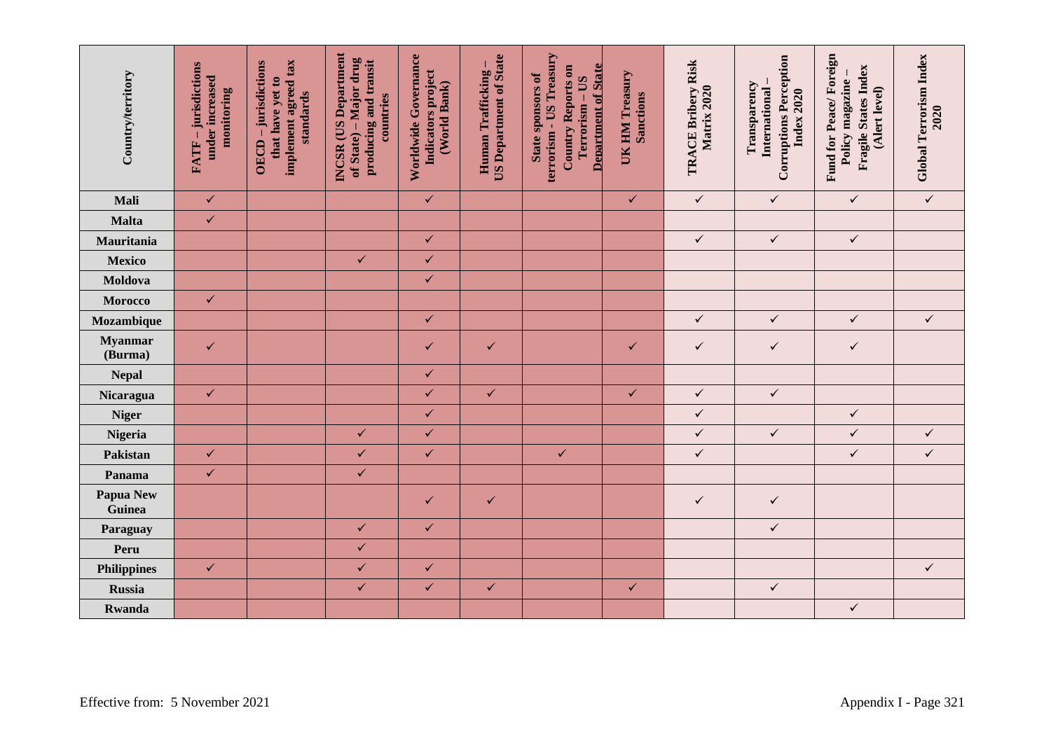| Country/territory | FATF – jurisdictions under increased monitoring | OECD – jurisdictions that have yet to implement agreed tax standards | INCSR (US Department of State) – Major drug producing and transit countries | Worldwide Governance Indicators project (World Bank) | Human Trafficking – US Department of State | State sponsors of terrorism - US Treasury Country Reports on Terrorism – US Department of State | UK HM Treasury Sanctions | TRACE Bribery Risk Matrix 2020 | Transparency International – Corruptions Perception Index 2020 | Fund for Peace/ Foreign Policy magazine – Fragile States Index (Alert level) | Global Terrorism Index 2020 |
|---|---|---|---|---|---|---|---|---|---|---|---|
| **Mali** | ✓ | | | ✓ | | | ✓ | ✓ | ✓ | ✓ | ✓ |
| **Malta** | ✓ | | | | | | | | | | |
| **Mauritania** | | | | ✓ | | | | ✓ | ✓ | ✓ | |
| **Mexico** | | | ✓ | ✓ | | | | | | | |
| **Moldova** | | | | ✓ | | | | | | | |
| **Morocco** | ✓ | | | | | | | | | | |
| **Mozambique** | | | | ✓ | | | | ✓ | ✓ | ✓ | ✓ |
| **Myanmar (Burma)** | ✓ | | | ✓ | ✓ | | ✓ | ✓ | ✓ | ✓ | |
| **Nepal** | | | | ✓ | | | | | | | |
| **Nicaragua** | ✓ | | | ✓ | ✓ | | ✓ | ✓ | ✓ | | |
| **Niger** | | | | ✓ | | | | ✓ | | ✓ | |
| **Nigeria** | | | ✓ | ✓ | | | | ✓ | ✓ | ✓ | ✓ |
| **Pakistan** | ✓ | | ✓ | ✓ | | ✓ | | ✓ | | ✓ | ✓ |
| **Panama** | ✓ | | ✓ | | | | | | | | |
| **Papua New Guinea** | | | | ✓ | ✓ | | | ✓ | ✓ | | |
| **Paraguay** | | | ✓ | ✓ | | | | | ✓ | | |
| **Peru** | | | ✓ | | | | | | | | |
| **Philippines** | ✓ | | ✓ | ✓ | | | | | | | ✓ |
| **Russia** | | | ✓ | ✓ | ✓ | | ✓ | | ✓ | | |
| **Rwanda** | | | | | | | | | | ✓ | |

Effective from: 5 November 2021

Appendix I - Page 321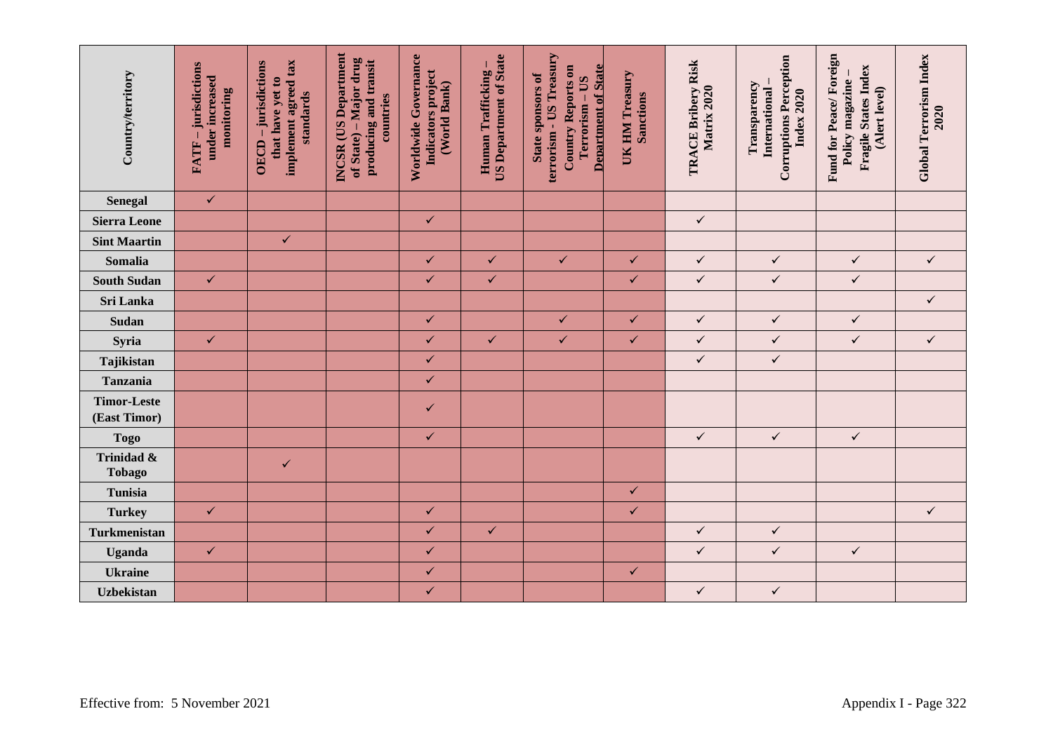| Country/territory | FATF – jurisdictions under increased monitoring | OECD – jurisdictions that have yet to implement agreed tax standards | INCSR (US Department of State) – Major drug producing and transit countries | Worldwide Governance Indicators project (World Bank) | Human Trafficking – US Department of State | State sponsors of terrorism - US Treasury Country Reports on Terrorism – US Department of State | UK HM Treasury Sanctions | TRACE Bribery Risk Matrix 2020 | Transparency International – Corruptions Perception Index 2020 | Fund for Peace/ Foreign Policy magazine – Fragile States Index (Alert level) | Global Terrorism Index 2020 |
|---|---|---|---|---|---|---|---|---|---|---|---|
| **Senegal** | ✓ | | | | | | | | | | |
| **Sierra Leone** | | | | ✓ | | | | ✓ | | | |
| **Sint Maartin** | | ✓ | | | | | | | | | |
| **Somalia** | | | | ✓ | ✓ | ✓ | ✓ | ✓ | ✓ | ✓ | ✓ |
| **South Sudan** | ✓ | | | ✓ | ✓ | | ✓ | ✓ | ✓ | ✓ | |
| **Sri Lanka** | | | | | | | | | | | ✓ |
| **Sudan** | | | | ✓ | | ✓ | ✓ | ✓ | ✓ | ✓ | |
| **Syria** | ✓ | | | ✓ | ✓ | ✓ | ✓ | ✓ | ✓ | ✓ | ✓ |
| **Tajikistan** | | | | ✓ | | | | ✓ | ✓ | | |
| **Tanzania** | | | | ✓ | | | | | | | |
| **Timor-Leste (East Timor)** | | | | ✓ | | | | | | | |
| **Togo** | | | | ✓ | | | | ✓ | ✓ | ✓ | |
| **Trinidad & Tobago** | | ✓ | | | | | | | | | |
| **Tunisia** | | | | | | | ✓ | | | | |
| **Turkey** | ✓ | | | ✓ | | | ✓ | | | | ✓ |
| **Turkmenistan** | | | | ✓ | ✓ | | | ✓ | ✓ | | |
| **Uganda** | ✓ | | | ✓ | | | | ✓ | ✓ | ✓ | |
| **Ukraine** | | | | ✓ | | | ✓ | | | | |
| **Uzbekistan** | | | | ✓ | | | | ✓ | ✓ | | |

Effective from: 5 November 2021

Appendix I - Page 322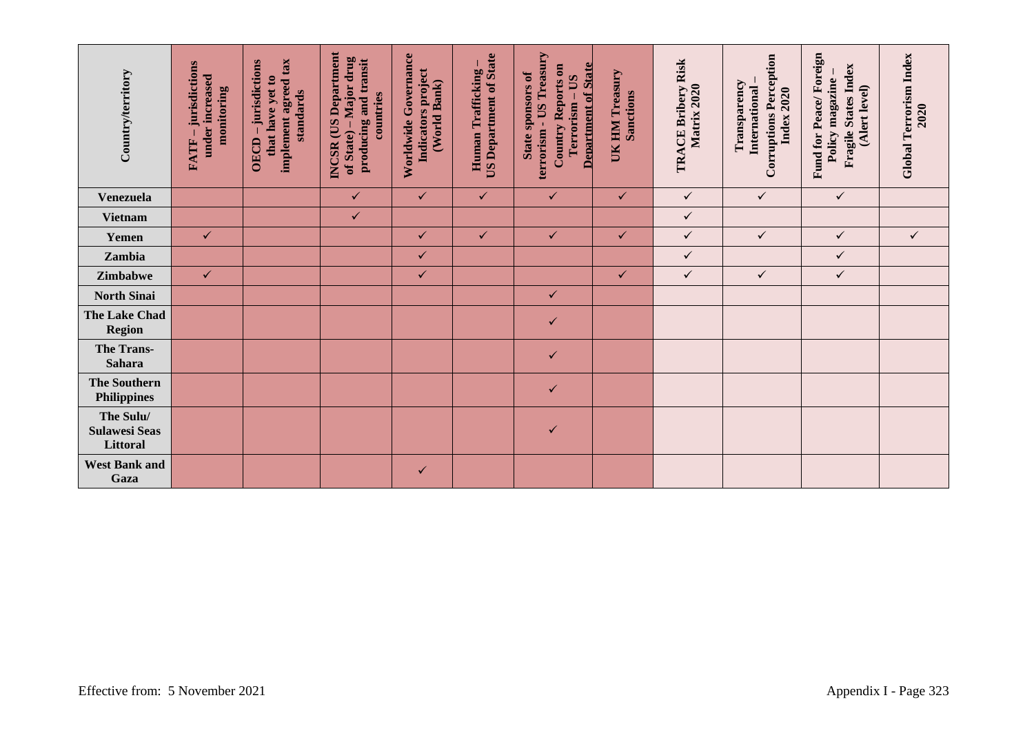| Country/territory | FATF – jurisdictions under increased monitoring | OECD – jurisdictions that have yet to implement agreed tax standards | INCSR (US Department of State) – Major drug producing and transit countries | Worldwide Governance Indicators project (World Bank) | Human Trafficking – US Department of State | State sponsors of terrorism - US Treasury Country Reports on Terrorism – US Department of State | UK HM Treasury Sanctions | TRACE Bribery Risk Matrix 2020 | Transparency International – Corruptions Perception Index 2020 | Fund for Peace/ Foreign Policy magazine – Fragile States Index (Alert level) | Global Terrorism Index 2020 |
|---|---|---|---|---|---|---|---|---|---|---|---|
| **Venezuela** | | | ✓ | ✓ | ✓ | ✓ | ✓ | ✓ | ✓ | ✓ | |
| **Vietnam** | | | ✓ | | | | | ✓ | | | |
| **Yemen** | ✓ | | | ✓ | ✓ | ✓ | ✓ | ✓ | ✓ | ✓ | ✓ |
| **Zambia** | | | | ✓ | | | | ✓ | | ✓ | |
| **Zimbabwe** | ✓ | | | ✓ | | | ✓ | ✓ | ✓ | ✓ | |
| **North Sinai** | | | | | | ✓ | | | | | |
| **The Lake Chad Region** | | | | | | ✓ | | | | | |
| **The Trans-Sahara** | | | | | | ✓ | | | | | |
| **The Southern Philippines** | | | | | | ✓ | | | | | |
| **The Sulu/ Sulawesi Seas Littoral** | | | | | | ✓ | | | | | |
| **West Bank and Gaza** | | | | ✓ | | | | | | | |

Effective from: 5 November 2021

Appendix I - Page 323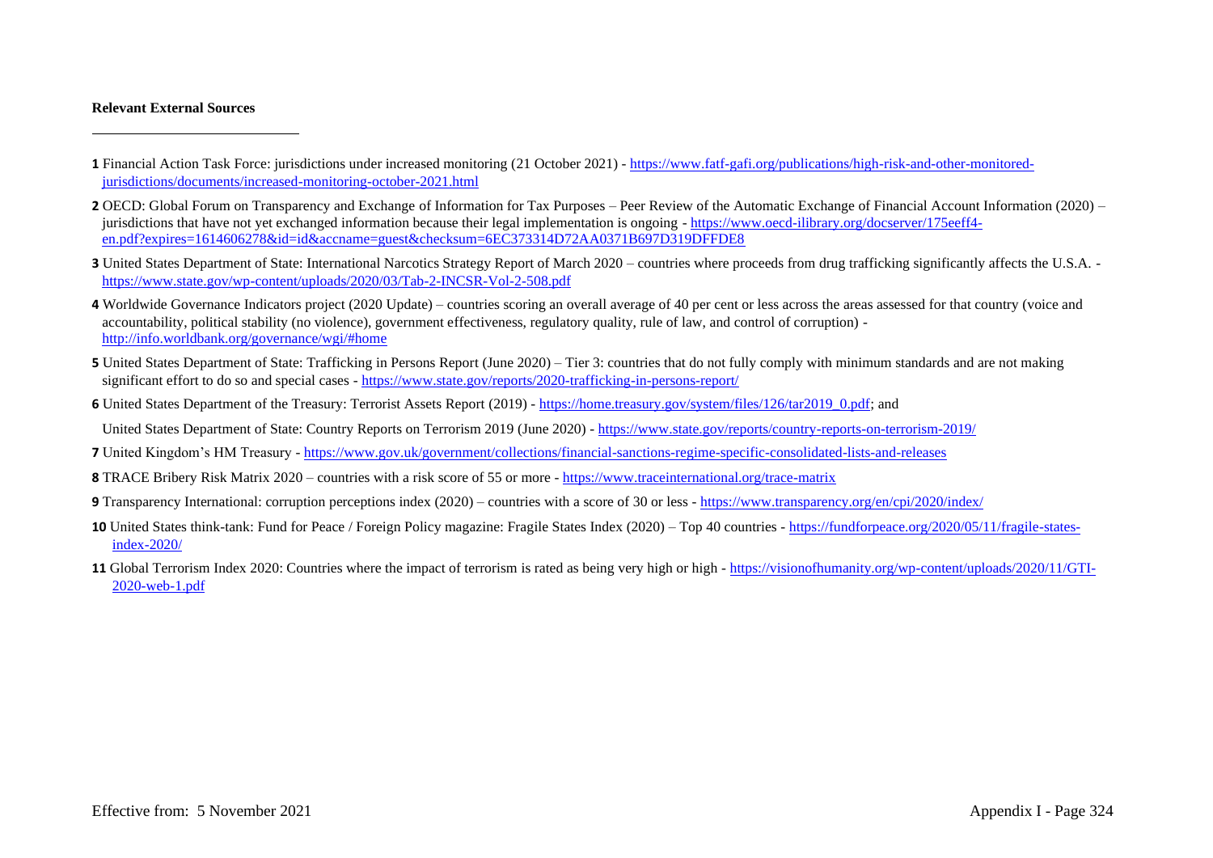**Relevant External Sources**

**1** Financial Action Task Force: jurisdictions under increased monitoring (21 October 2021) - https://www.fatf-gafi.org/publications/high-risk-and-other-monitored-jurisdictions/documents/increased-monitoring-october-2021.html

**2** OECD: Global Forum on Transparency and Exchange of Information for Tax Purposes – Peer Review of the Automatic Exchange of Financial Account Information (2020) – jurisdictions that have not yet exchanged information because their legal implementation is ongoing - https://www.oecd-ilibrary.org/docserver/175eeff4-en.pdf?expires=1614606278&id=id&accname=guest&checksum=6EC373314D72AA0371B697D319DFFDE8

**3** United States Department of State: International Narcotics Strategy Report of March 2020 – countries where proceeds from drug trafficking significantly affects the U.S.A. - https://www.state.gov/wp-content/uploads/2020/03/Tab-2-INCSR-Vol-2-508.pdf

**4** Worldwide Governance Indicators project (2020 Update) – countries scoring an overall average of 40 per cent or less across the areas assessed for that country (voice and accountability, political stability (no violence), government effectiveness, regulatory quality, rule of law, and control of corruption) - http://info.worldbank.org/governance/wgi/#home

**5** United States Department of State: Trafficking in Persons Report (June 2020) – Tier 3: countries that do not fully comply with minimum standards and are not making significant effort to do so and special cases - https://www.state.gov/reports/2020-trafficking-in-persons-report/

**6** United States Department of the Treasury: Terrorist Assets Report (2019) - https://home.treasury.gov/system/files/126/tar2019_0.pdf; and

United States Department of State: Country Reports on Terrorism 2019 (June 2020) - https://www.state.gov/reports/country-reports-on-terrorism-2019/

**7** United Kingdom's HM Treasury - https://www.gov.uk/government/collections/financial-sanctions-regime-specific-consolidated-lists-and-releases

**8** TRACE Bribery Risk Matrix 2020 – countries with a risk score of 55 or more - https://www.traceinternational.org/trace-matrix

**9** Transparency International: corruption perceptions index (2020) – countries with a score of 30 or less - https://www.transparency.org/en/cpi/2020/index/

**10** United States think-tank: Fund for Peace / Foreign Policy magazine: Fragile States Index (2020) – Top 40 countries - https://fundforpeace.org/2020/05/11/fragile-states-index-2020/

**11** Global Terrorism Index 2020: Countries where the impact of terrorism is rated as being very high or high - https://visionofhumanity.org/wp-content/uploads/2020/11/GTI-2020-web-1.pdf